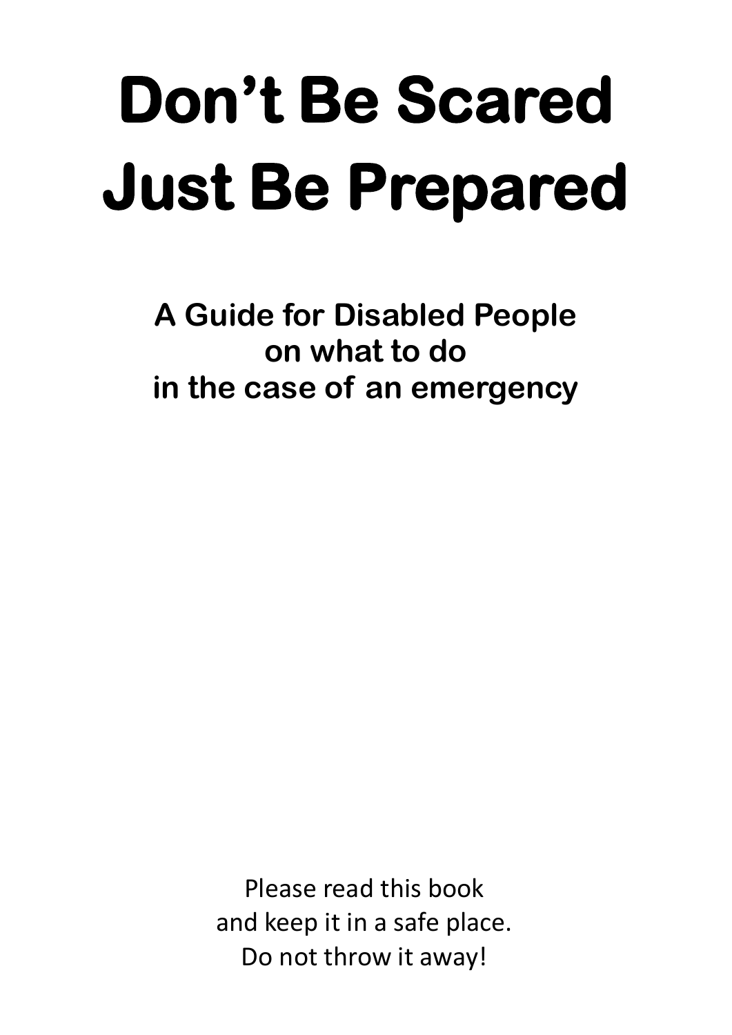# Don't Be Scared Just Be Prepared

**A Guide for Disabled People on what to do in the case of an emergency**

Please read this book
and keep it in a safe place.
Do not throw it away!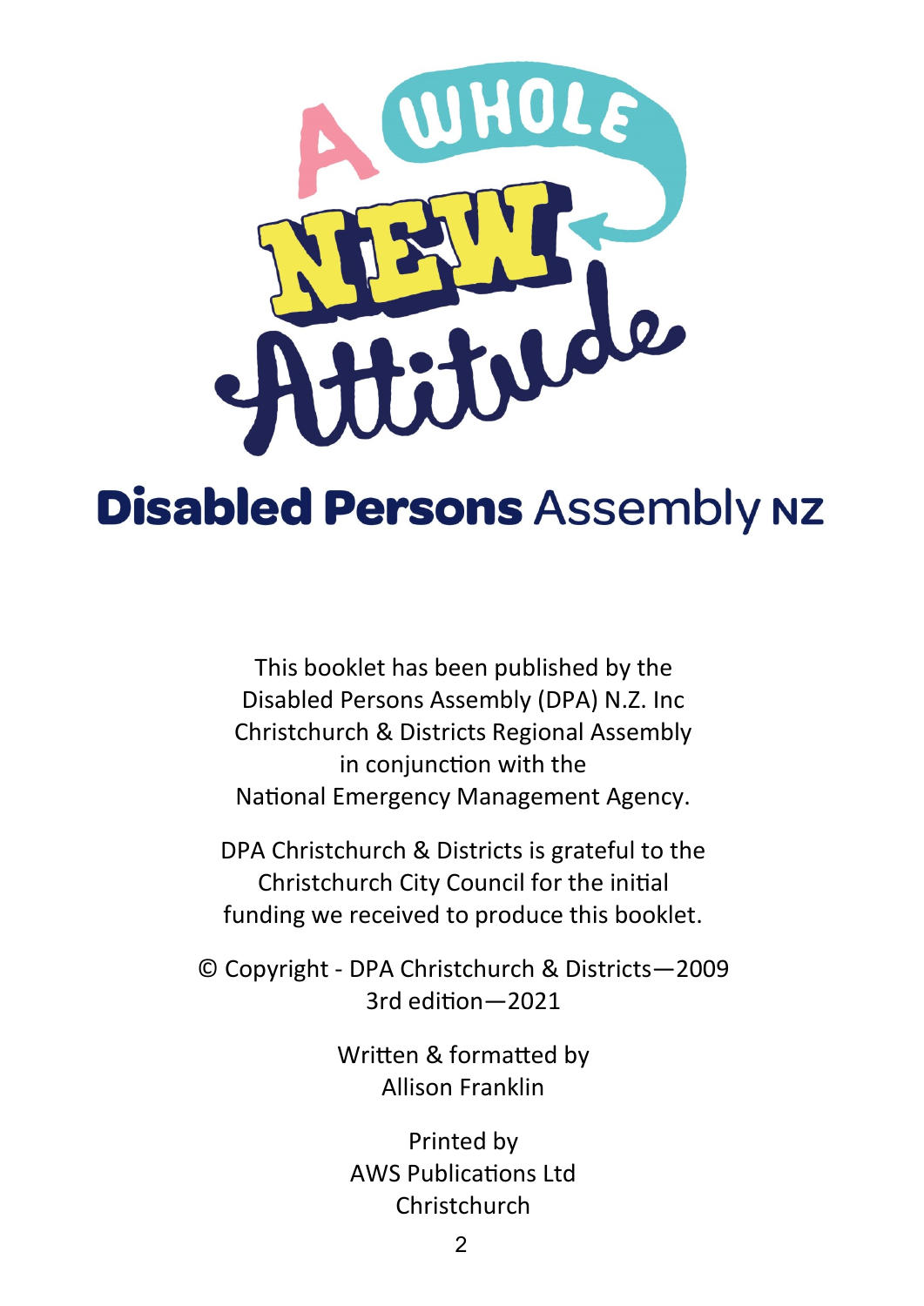A WHOLE NEW Attitude

**Disabled Persons** Assembly **NZ**

This booklet has been published by the
Disabled Persons Assembly (DPA) N.Z. Inc
Christchurch & Districts Regional Assembly
in conjunction with the
National Emergency Management Agency.

DPA Christchurch & Districts is grateful to the
Christchurch City Council for the initial
funding we received to produce this booklet.

© Copyright - DPA Christchurch & Districts—2009
3rd edition—2021

Written & formatted by
Allison Franklin

Printed by
AWS Publications Ltd
Christchurch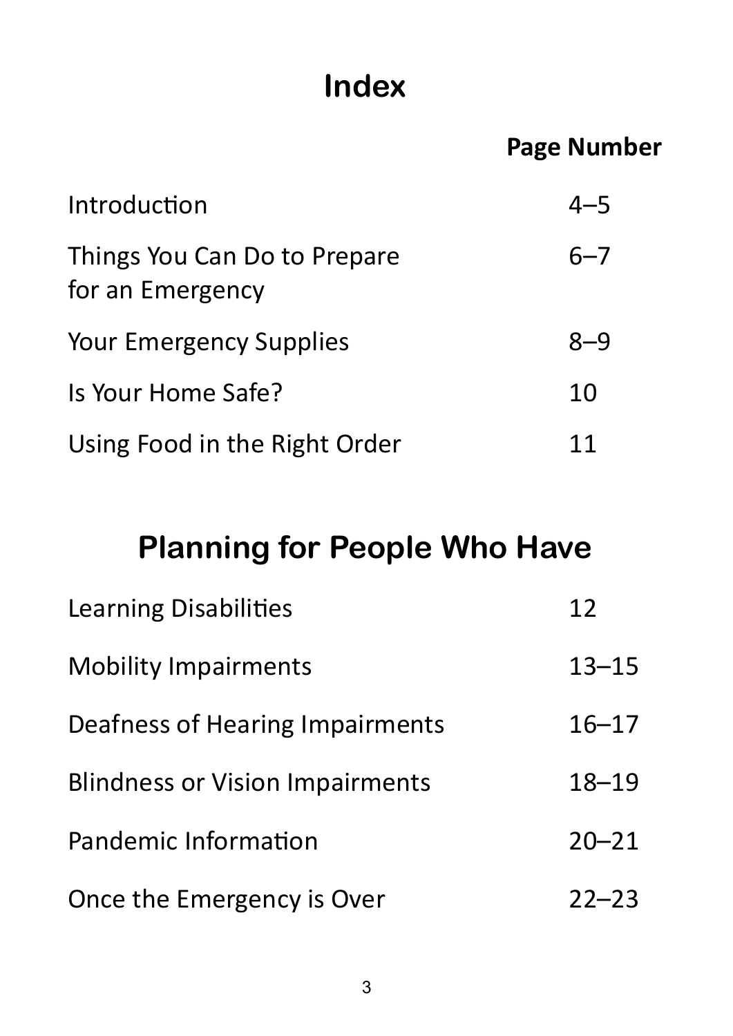# Index

| | Page Number |
|---|---|
| Introduction | 4–5 |
| Things You Can Do to Prepare for an Emergency | 6–7 |
| Your Emergency Supplies | 8–9 |
| Is Your Home Safe? | 10 |
| Using Food in the Right Order | 11 |

## Planning for People Who Have

| | |
|---|---|
| Learning Disabilities | 12 |
| Mobility Impairments | 13–15 |
| Deafness of Hearing Impairments | 16–17 |
| Blindness or Vision Impairments | 18–19 |
| Pandemic Information | 20–21 |
| Once the Emergency is Over | 22–23 |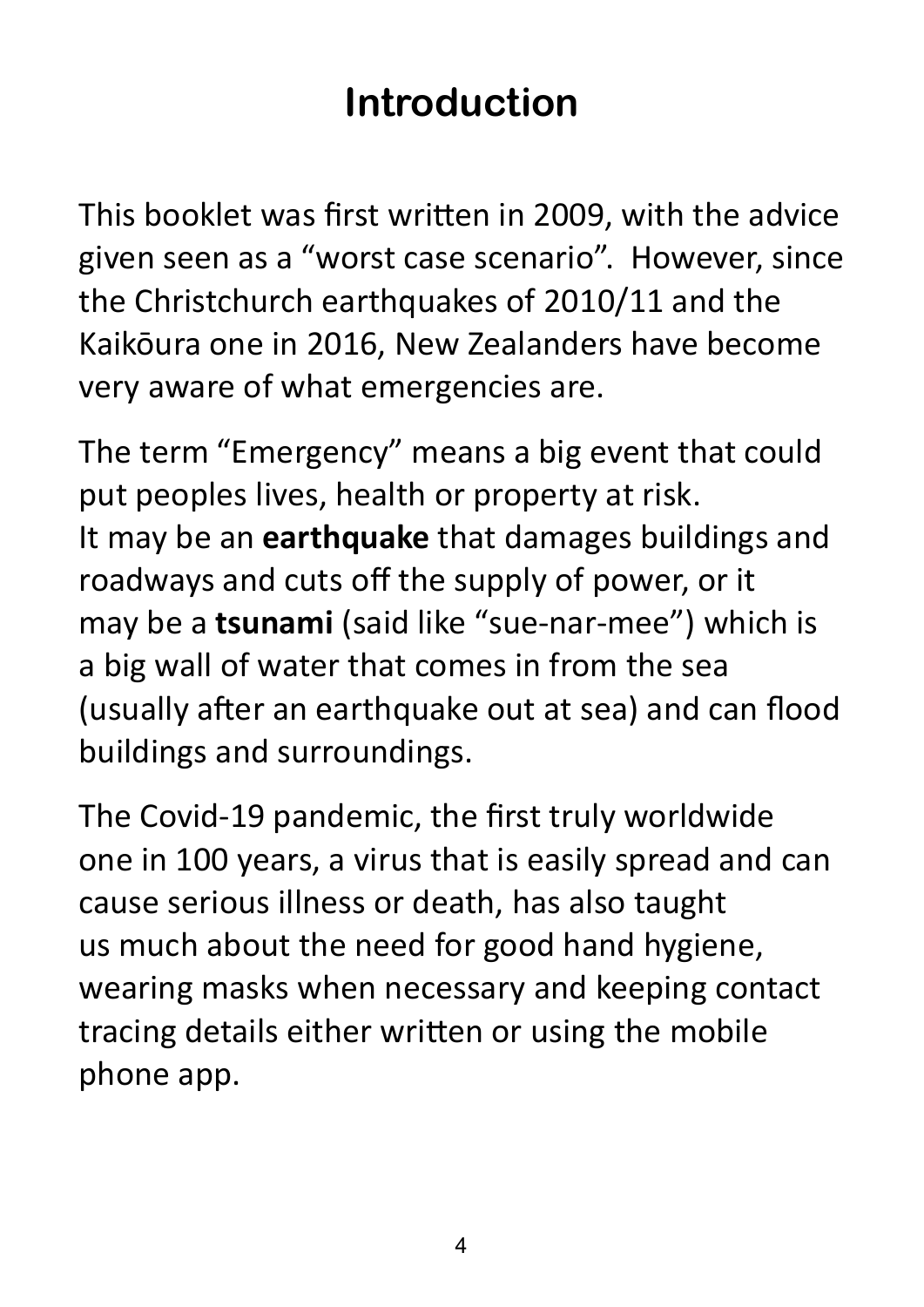# Introduction

This booklet was first written in 2009, with the advice given seen as a "worst case scenario". However, since the Christchurch earthquakes of 2010/11 and the Kaikōura one in 2016, New Zealanders have become very aware of what emergencies are.

The term "Emergency" means a big event that could put peoples lives, health or property at risk. It may be an **earthquake** that damages buildings and roadways and cuts off the supply of power, or it may be a **tsunami** (said like "sue-nar-mee") which is a big wall of water that comes in from the sea (usually after an earthquake out at sea) and can flood buildings and surroundings.

The Covid-19 pandemic, the first truly worldwide one in 100 years, a virus that is easily spread and can cause serious illness or death, has also taught us much about the need for good hand hygiene, wearing masks when necessary and keeping contact tracing details either written or using the mobile phone app.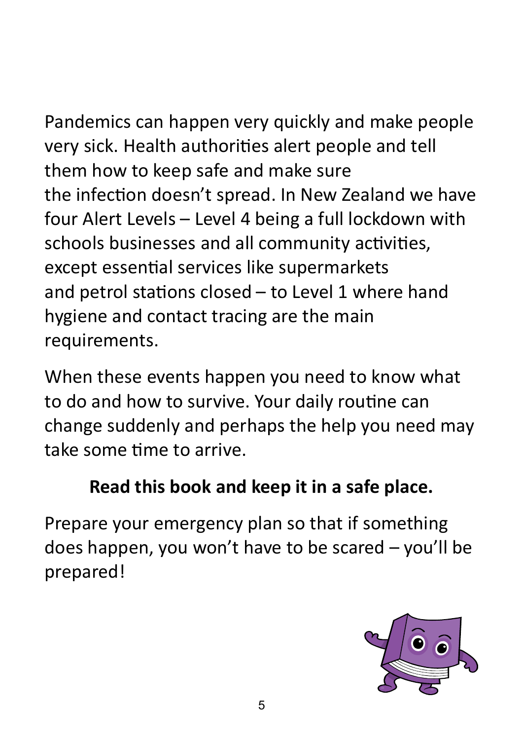Pandemics can happen very quickly and make people very sick. Health authorities alert people and tell them how to keep safe and make sure the infection doesn't spread. In New Zealand we have four Alert Levels – Level 4 being a full lockdown with schools businesses and all community activities, except essential services like supermarkets and petrol stations closed – to Level 1 where hand hygiene and contact tracing are the main requirements.

When these events happen you need to know what to do and how to survive. Your daily routine can change suddenly and perhaps the help you need may take some time to arrive.

**Read this book and keep it in a safe place.**

Prepare your emergency plan so that if something does happen, you won't have to be scared – you'll be prepared!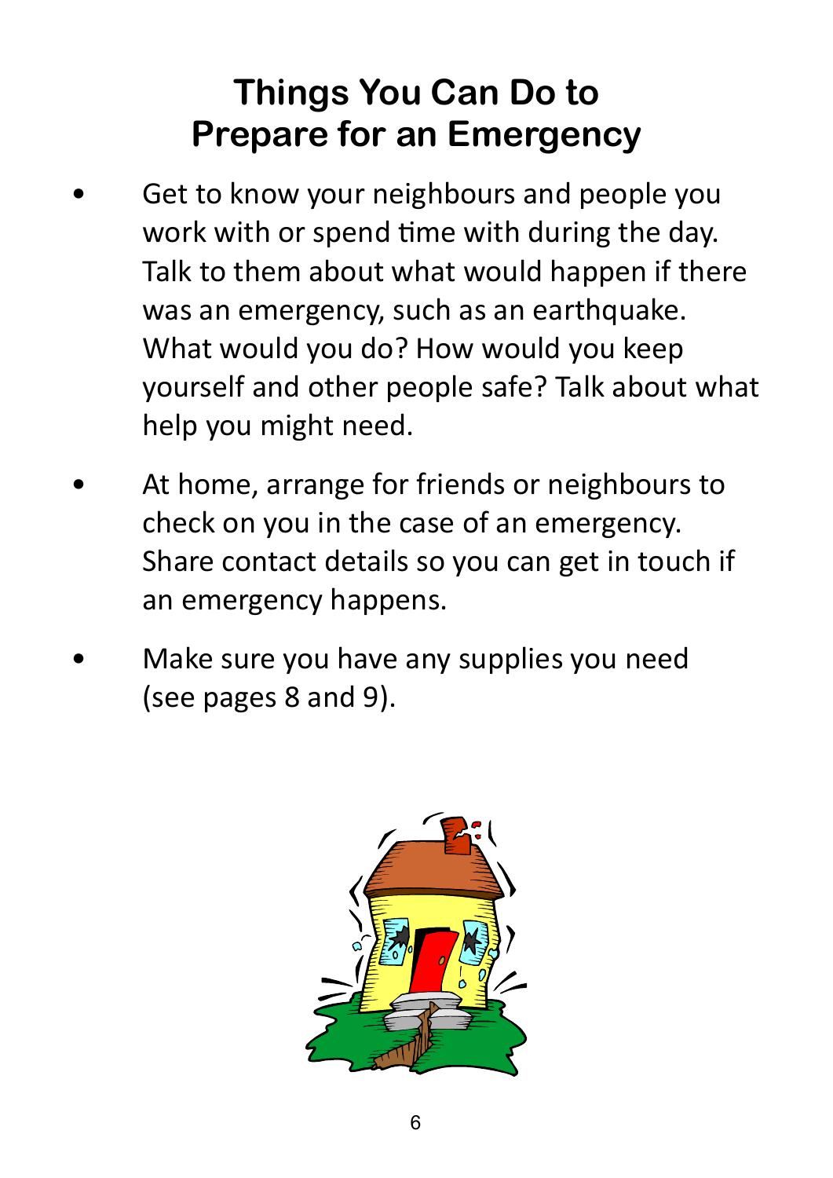# Things You Can Do to Prepare for an Emergency

- Get to know your neighbours and people you work with or spend time with during the day. Talk to them about what would happen if there was an emergency, such as an earthquake. What would you do? How would you keep yourself and other people safe? Talk about what help you might need.

- At home, arrange for friends or neighbours to check on you in the case of an emergency. Share contact details so you can get in touch if an emergency happens.

- Make sure you have any supplies you need (see pages 8 and 9).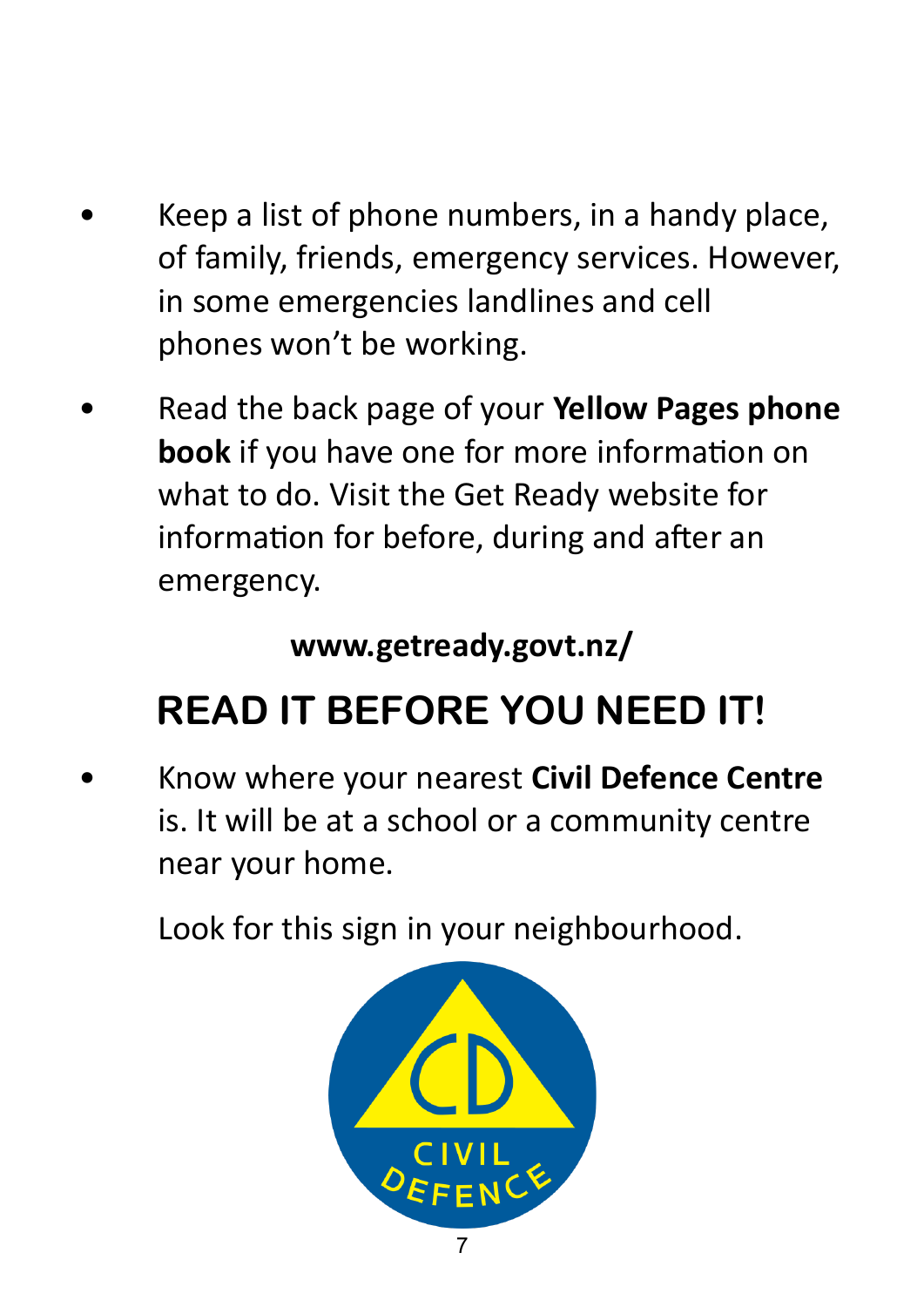- Keep a list of phone numbers, in a handy place, of family, friends, emergency services. However, in some emergencies landlines and cell phones won't be working.
- Read the back page of your **Yellow Pages phone book** if you have one for more information on what to do. Visit the Get Ready website for information for before, during and after an emergency.

**www.getready.govt.nz/**

## READ IT BEFORE YOU NEED IT!

- Know where your nearest **Civil Defence Centre** is. It will be at a school or a community centre near your home.

  Look for this sign in your neighbourhood.

CD
CIVIL DEFENCE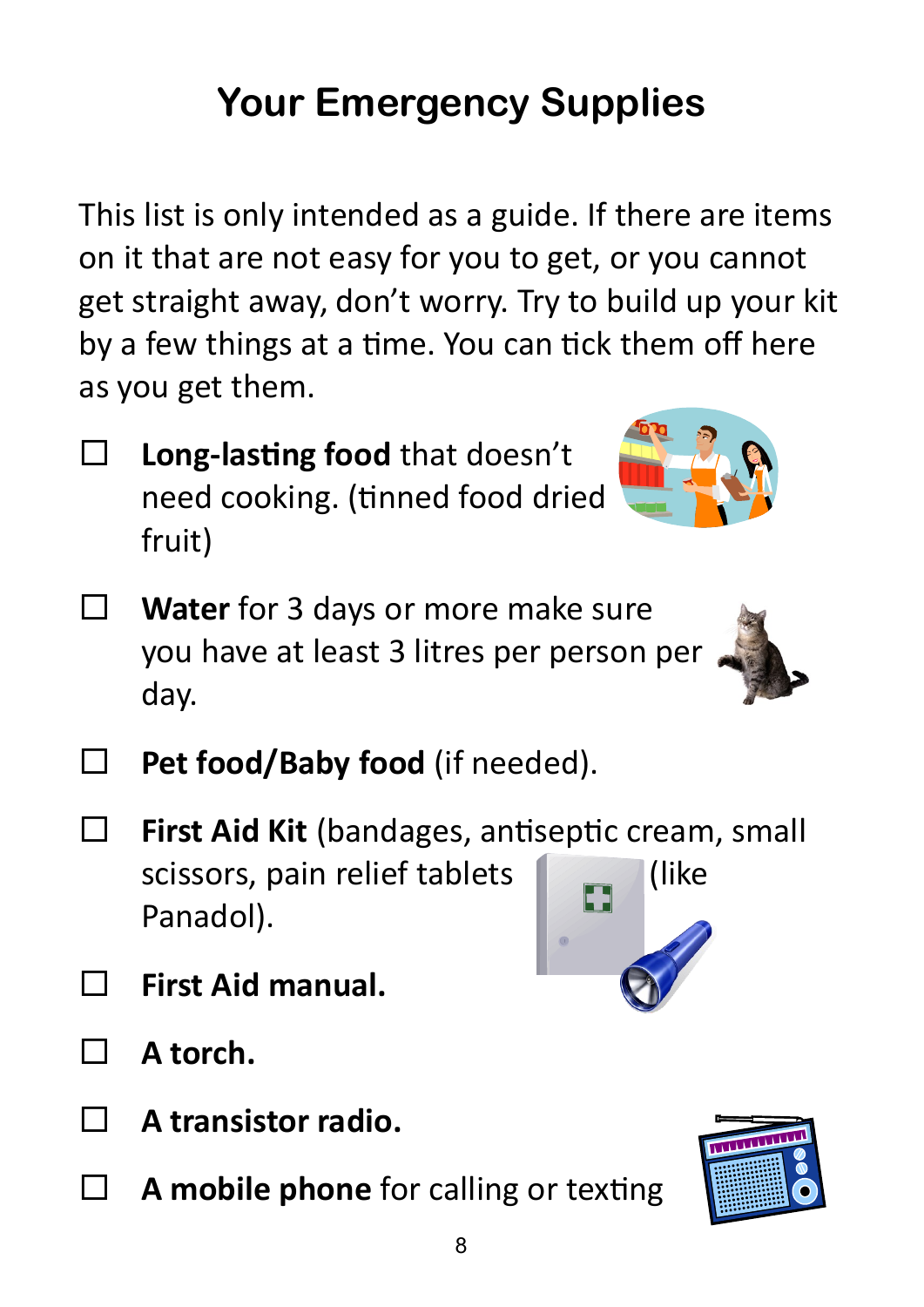# Your Emergency Supplies

This list is only intended as a guide. If there are items on it that are not easy for you to get, or you cannot get straight away, don't worry. Try to build up your kit by a few things at a time. You can tick them off here as you get them.

- ☐ **Long-lasting food** that doesn't need cooking. (tinned food dried fruit)
- ☐ **Water** for 3 days or more make sure you have at least 3 litres per person per day.
- ☐ **Pet food/Baby food** (if needed).
- ☐ **First Aid Kit** (bandages, antiseptic cream, small scissors, pain relief tablets (like Panadol).
- ☐ **First Aid manual.**
- ☐ **A torch.**
- ☐ **A transistor radio.**
- ☐ **A mobile phone** for calling or texting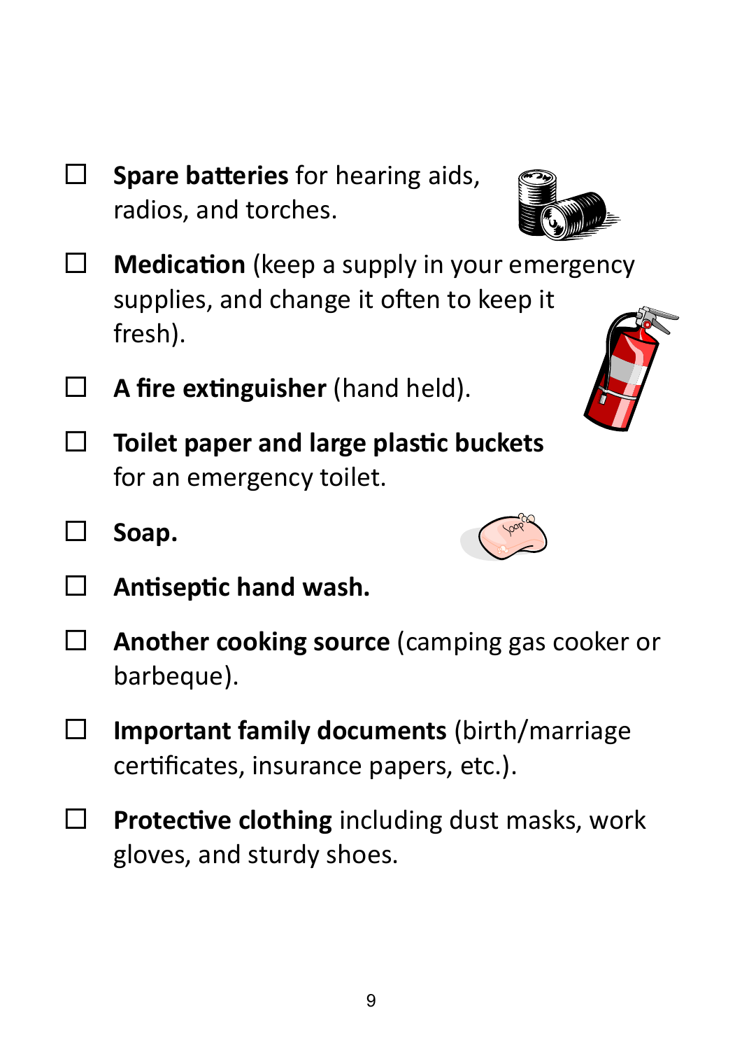- ☐ **Spare batteries** for hearing aids, radios, and torches.
- ☐ **Medication** (keep a supply in your emergency supplies, and change it often to keep it fresh).
- ☐ **A fire extinguisher** (hand held).
- ☐ **Toilet paper and large plastic buckets** for an emergency toilet.
- ☐ **Soap.**
- ☐ **Antiseptic hand wash.**
- ☐ **Another cooking source** (camping gas cooker or barbeque).
- ☐ **Important family documents** (birth/marriage certificates, insurance papers, etc.).
- ☐ **Protective clothing** including dust masks, work gloves, and sturdy shoes.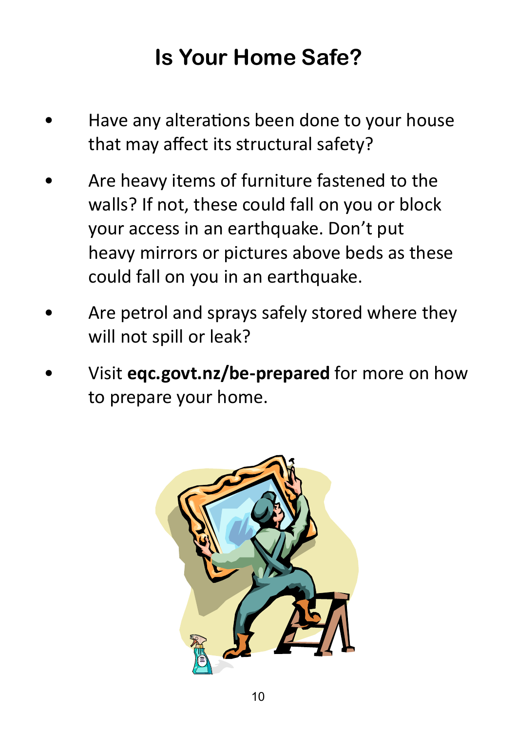# Is Your Home Safe?

- Have any alterations been done to your house that may affect its structural safety?
- Are heavy items of furniture fastened to the walls? If not, these could fall on you or block your access in an earthquake. Don't put heavy mirrors or pictures above beds as these could fall on you in an earthquake.
- Are petrol and sprays safely stored where they will not spill or leak?
- Visit **eqc.govt.nz/be-prepared** for more on how to prepare your home.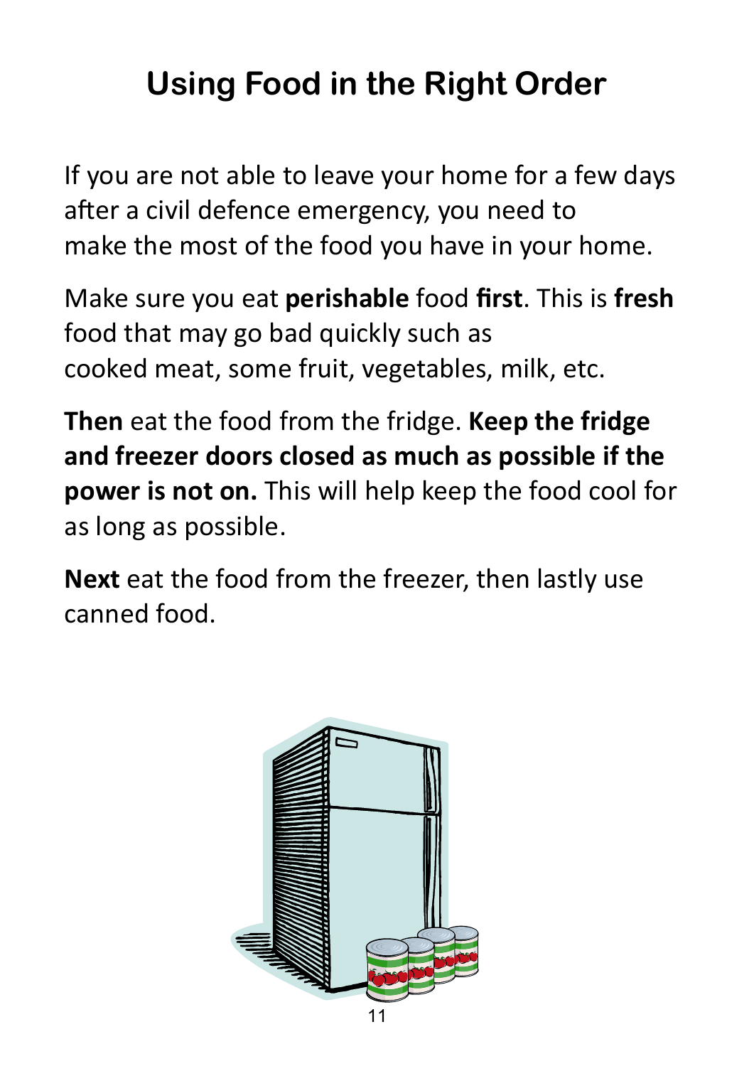# Using Food in the Right Order

If you are not able to leave your home for a few days after a civil defence emergency, you need to make the most of the food you have in your home.

Make sure you eat **perishable** food **first**. This is **fresh** food that may go bad quickly such as cooked meat, some fruit, vegetables, milk, etc.

**Then** eat the food from the fridge. **Keep the fridge and freezer doors closed as much as possible if the power is not on.** This will help keep the food cool for as long as possible.

**Next** eat the food from the freezer, then lastly use canned food.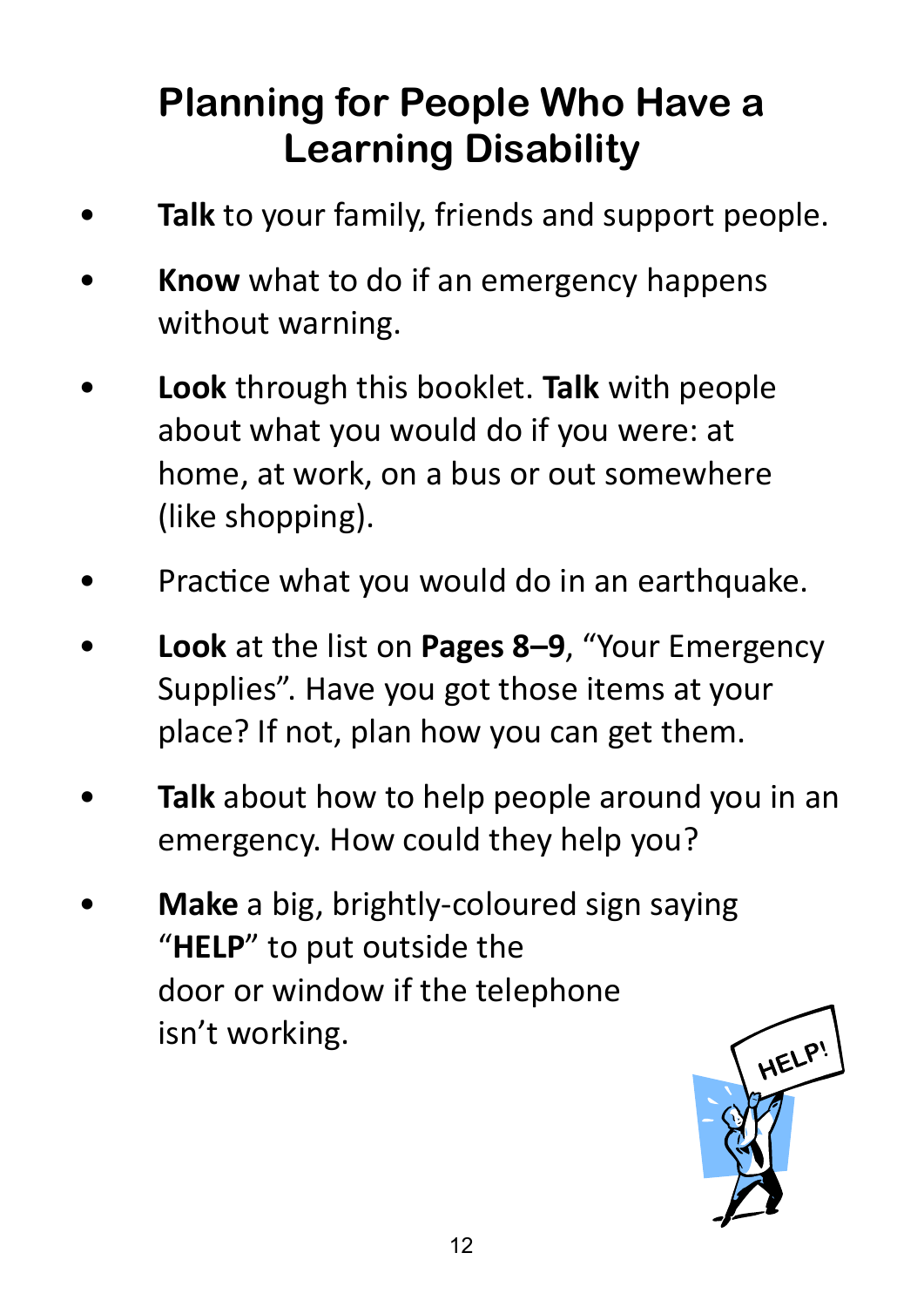# Planning for People Who Have a Learning Disability

- **Talk** to your family, friends and support people.
- **Know** what to do if an emergency happens without warning.
- **Look** through this booklet. **Talk** with people about what you would do if you were: at home, at work, on a bus or out somewhere (like shopping).
- Practice what you would do in an earthquake.
- **Look** at the list on **Pages 8–9**, "Your Emergency Supplies". Have you got those items at your place? If not, plan how you can get them.
- **Talk** about how to help people around you in an emergency. How could they help you?
- **Make** a big, brightly-coloured sign saying "**HELP**" to put outside the door or window if the telephone isn't working.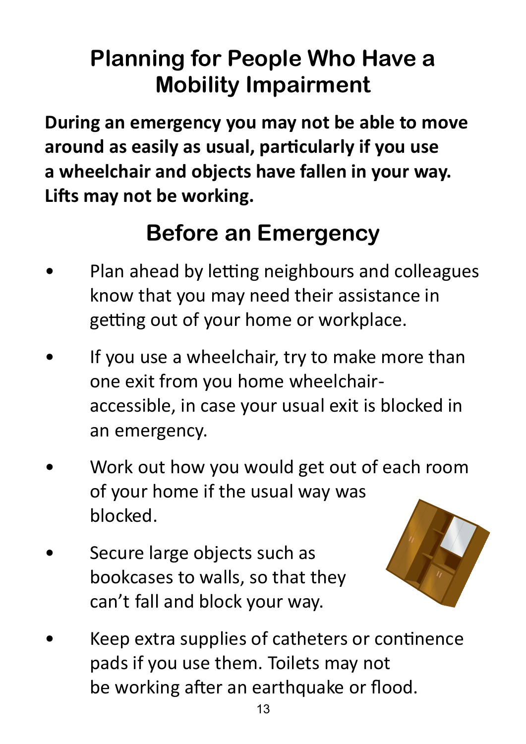# Planning for People Who Have a Mobility Impairment

**During an emergency you may not be able to move around as easily as usual, particularly if you use a wheelchair and objects have fallen in your way. Lifts may not be working.**

## Before an Emergency

- Plan ahead by letting neighbours and colleagues know that you may need their assistance in getting out of your home or workplace.
- If you use a wheelchair, try to make more than one exit from you home wheelchair-accessible, in case your usual exit is blocked in an emergency.
- Work out how you would get out of each room of your home if the usual way was blocked.
- Secure large objects such as bookcases to walls, so that they can't fall and block your way.
- Keep extra supplies of catheters or continence pads if you use them. Toilets may not be working after an earthquake or flood.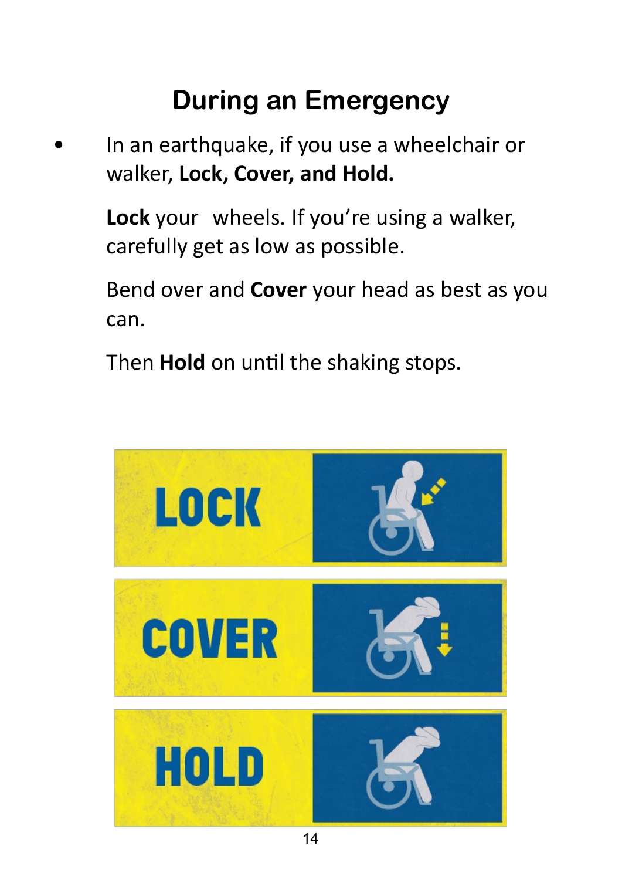## During an Emergency

- In an earthquake, if you use a wheelchair or walker, **Lock, Cover, and Hold.**

  **Lock** your wheels. If you're using a walker, carefully get as low as possible.

  Bend over and **Cover** your head as best as you can.

  Then **Hold** on until the shaking stops.

LOCK

COVER

HOLD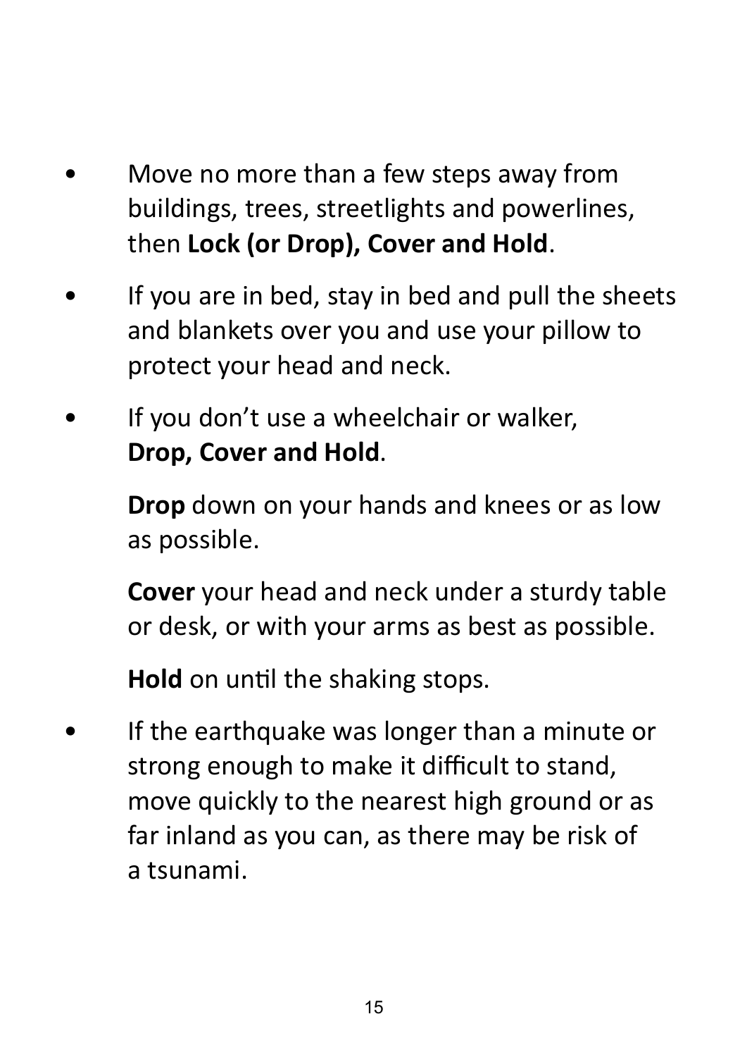- Move no more than a few steps away from buildings, trees, streetlights and powerlines, then **Lock (or Drop), Cover and Hold**.
- If you are in bed, stay in bed and pull the sheets and blankets over you and use your pillow to protect your head and neck.
- If you don't use a wheelchair or walker, **Drop, Cover and Hold**.

  **Drop** down on your hands and knees or as low as possible.

  **Cover** your head and neck under a sturdy table or desk, or with your arms as best as possible.

  **Hold** on until the shaking stops.
- If the earthquake was longer than a minute or strong enough to make it difficult to stand, move quickly to the nearest high ground or as far inland as you can, as there may be risk of a tsunami.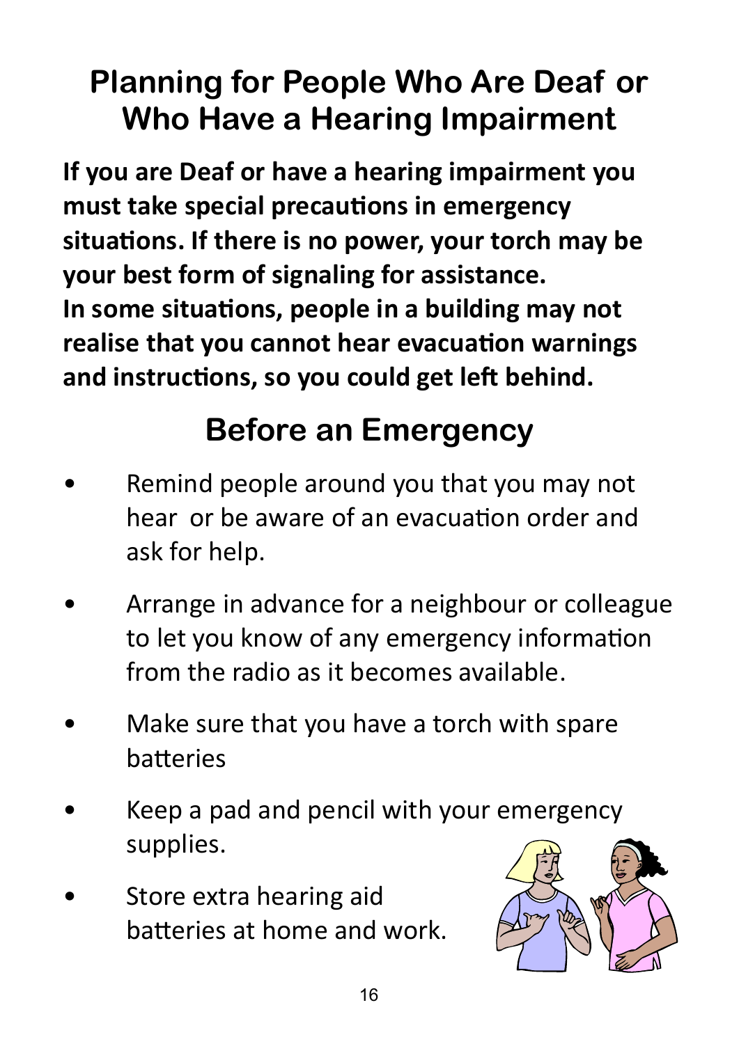# Planning for People Who Are Deaf or Who Have a Hearing Impairment

**If you are Deaf or have a hearing impairment you must take special precautions in emergency situations. If there is no power, your torch may be your best form of signaling for assistance.**
**In some situations, people in a building may not realise that you cannot hear evacuation warnings and instructions, so you could get left behind.**

## Before an Emergency

- Remind people around you that you may not hear or be aware of an evacuation order and ask for help.
- Arrange in advance for a neighbour or colleague to let you know of any emergency information from the radio as it becomes available.
- Make sure that you have a torch with spare batteries
- Keep a pad and pencil with your emergency supplies.
- Store extra hearing aid batteries at home and work.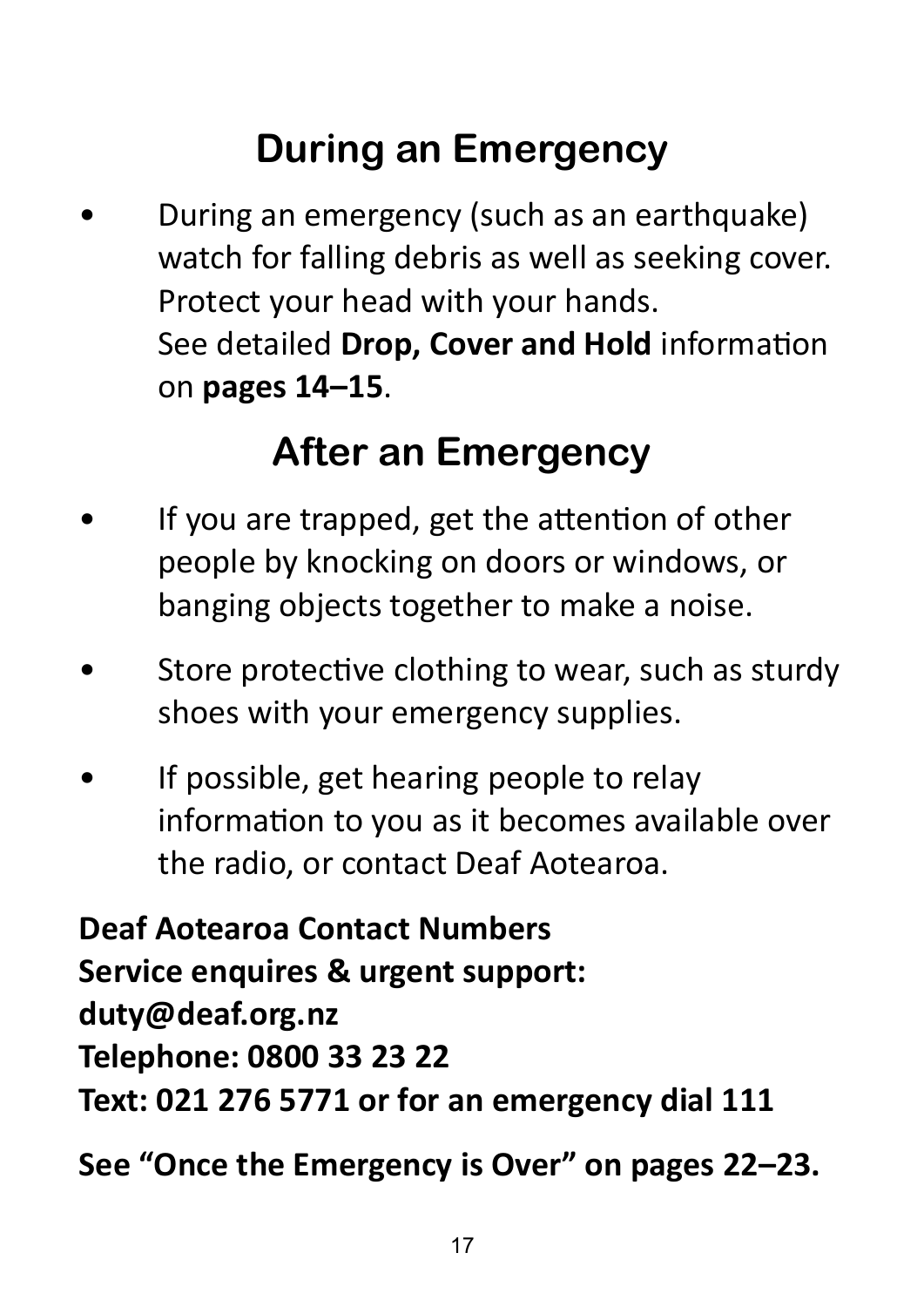## During an Emergency

- During an emergency (such as an earthquake) watch for falling debris as well as seeking cover. Protect your head with your hands.
  See detailed **Drop, Cover and Hold** information on **pages 14–15**.

## After an Emergency

- If you are trapped, get the attention of other people by knocking on doors or windows, or banging objects together to make a noise.
- Store protective clothing to wear, such as sturdy shoes with your emergency supplies.
- If possible, get hearing people to relay information to you as it becomes available over the radio, or contact Deaf Aotearoa.

**Deaf Aotearoa Contact Numbers**
**Service enquires & urgent support:**
**duty@deaf.org.nz**
**Telephone: 0800 33 23 22**
**Text: 021 276 5771 or for an emergency dial 111**

**See "Once the Emergency is Over" on pages 22–23.**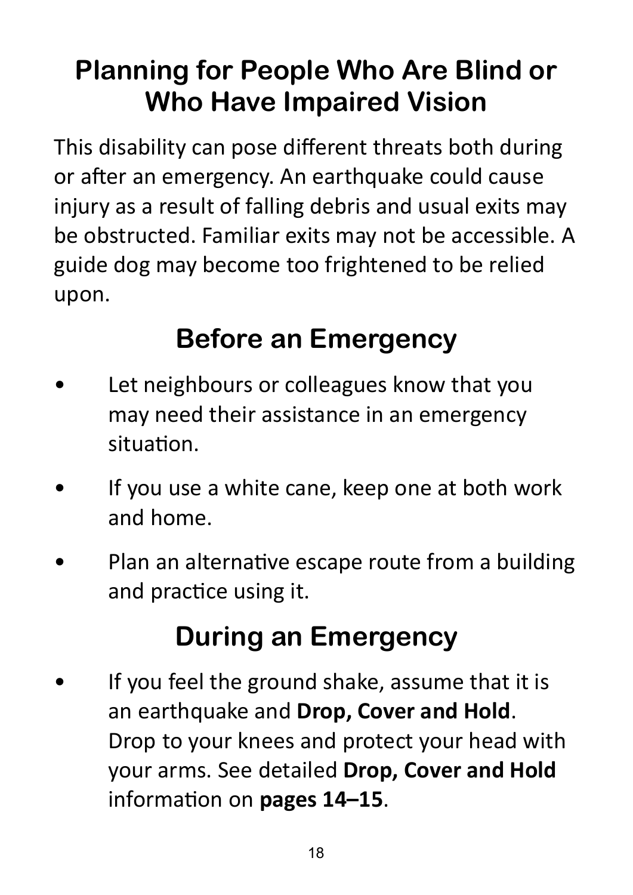# Planning for People Who Are Blind or Who Have Impaired Vision

This disability can pose different threats both during or after an emergency. An earthquake could cause injury as a result of falling debris and usual exits may be obstructed. Familiar exits may not be accessible. A guide dog may become too frightened to be relied upon.

## Before an Emergency

- Let neighbours or colleagues know that you may need their assistance in an emergency situation.
- If you use a white cane, keep one at both work and home.
- Plan an alternative escape route from a building and practice using it.

## During an Emergency

- If you feel the ground shake, assume that it is an earthquake and **Drop, Cover and Hold**. Drop to your knees and protect your head with your arms. See detailed **Drop, Cover and Hold** information on **pages 14–15**.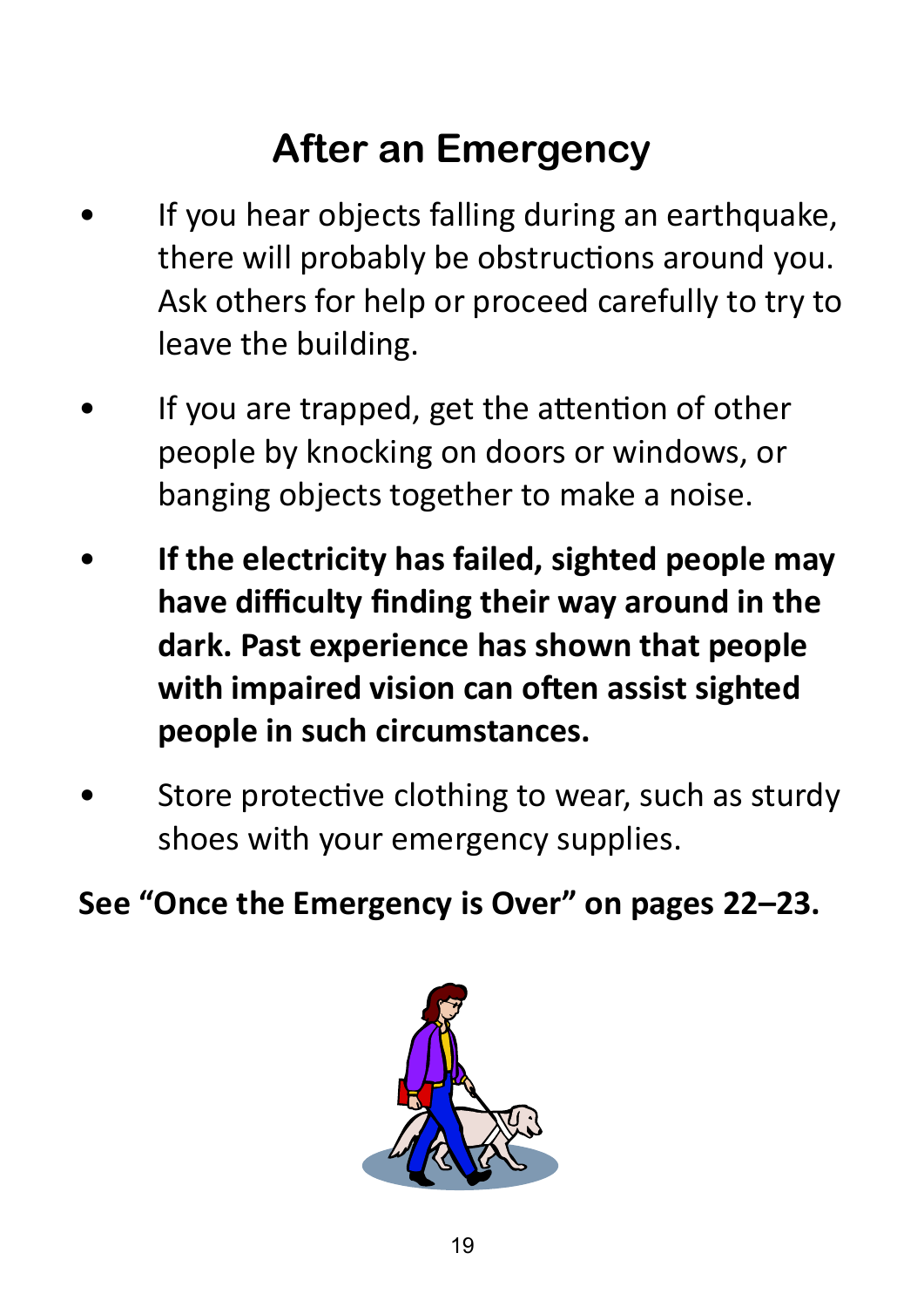# After an Emergency

- If you hear objects falling during an earthquake, there will probably be obstructions around you. Ask others for help or proceed carefully to try to leave the building.

- If you are trapped, get the attention of other people by knocking on doors or windows, or banging objects together to make a noise.

- **If the electricity has failed, sighted people may have difficulty finding their way around in the dark. Past experience has shown that people with impaired vision can often assist sighted people in such circumstances.**

- Store protective clothing to wear, such as sturdy shoes with your emergency supplies.

**See "Once the Emergency is Over" on pages 22–23.**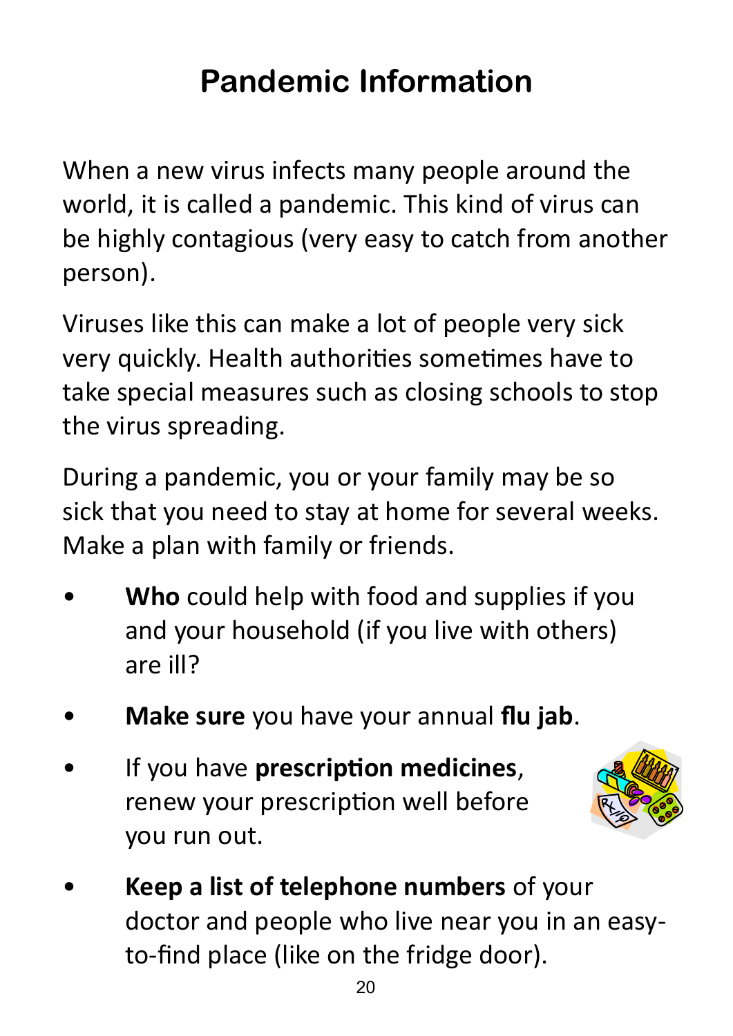# Pandemic Information

When a new virus infects many people around the world, it is called a pandemic. This kind of virus can be highly contagious (very easy to catch from another person).

Viruses like this can make a lot of people very sick very quickly. Health authorities sometimes have to take special measures such as closing schools to stop the virus spreading.

During a pandemic, you or your family may be so sick that you need to stay at home for several weeks. Make a plan with family or friends.

- **Who** could help with food and supplies if you and your household (if you live with others) are ill?
- **Make sure** you have your annual **flu jab**.
- If you have **prescription medicines**, renew your prescription well before you run out.
- **Keep a list of telephone numbers** of your doctor and people who live near you in an easy-to-find place (like on the fridge door).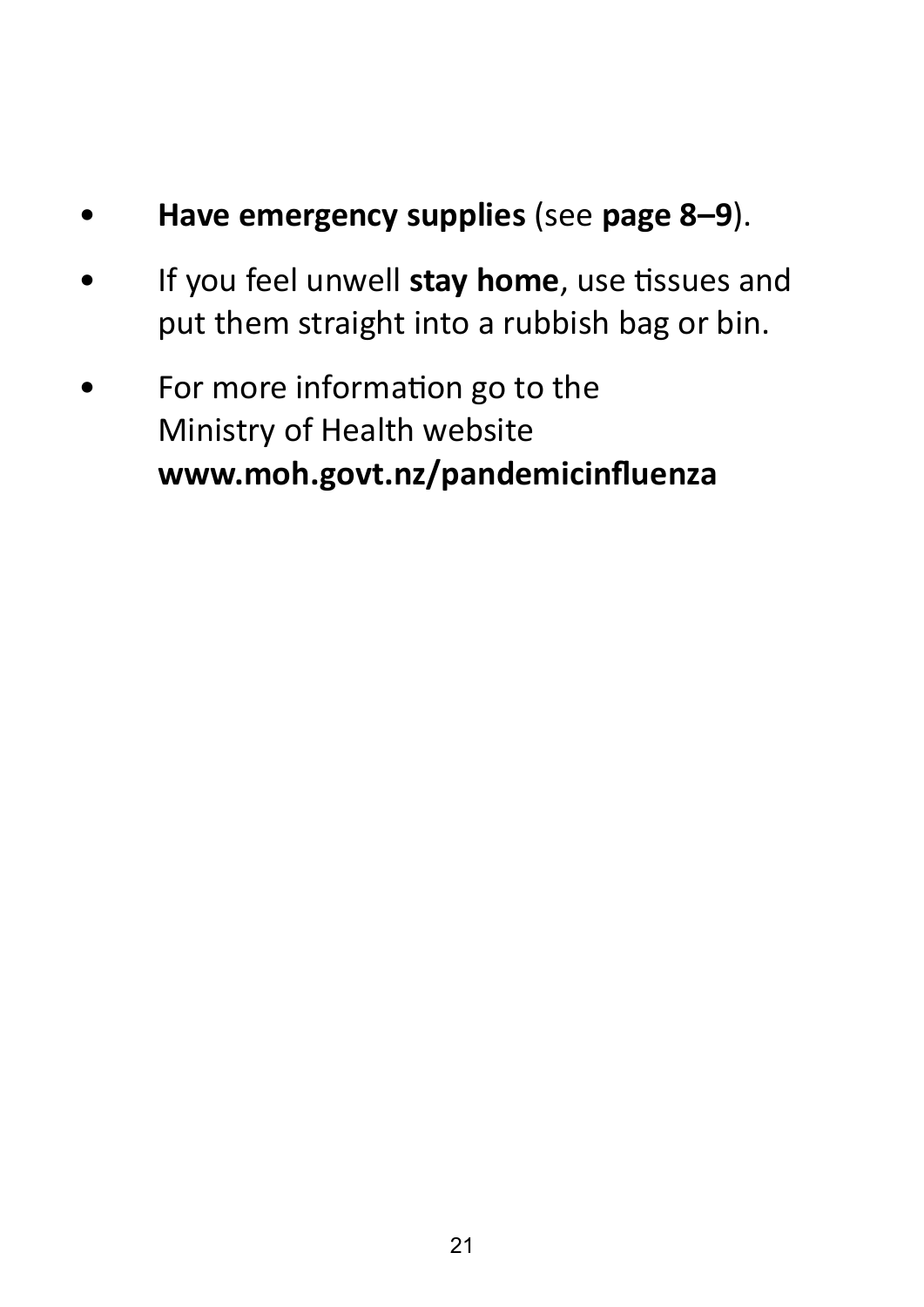- **Have emergency supplies** (see **page 8–9**).
- If you feel unwell **stay home**, use tissues and put them straight into a rubbish bag or bin.
- For more information go to the Ministry of Health website **www.moh.govt.nz/pandemicinfluenza**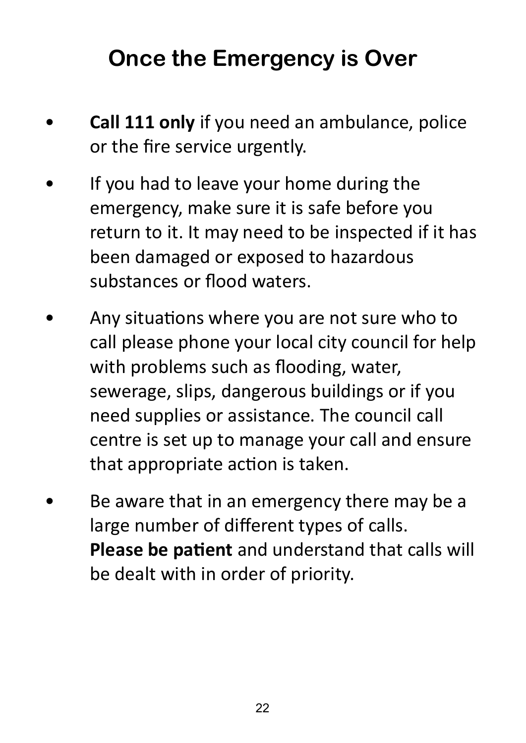# Once the Emergency is Over

- **Call 111 only** if you need an ambulance, police or the fire service urgently.
- If you had to leave your home during the emergency, make sure it is safe before you return to it. It may need to be inspected if it has been damaged or exposed to hazardous substances or flood waters.
- Any situations where you are not sure who to call please phone your local city council for help with problems such as flooding, water, sewerage, slips, dangerous buildings or if you need supplies or assistance. The council call centre is set up to manage your call and ensure that appropriate action is taken.
- Be aware that in an emergency there may be a large number of different types of calls. **Please be patient** and understand that calls will be dealt with in order of priority.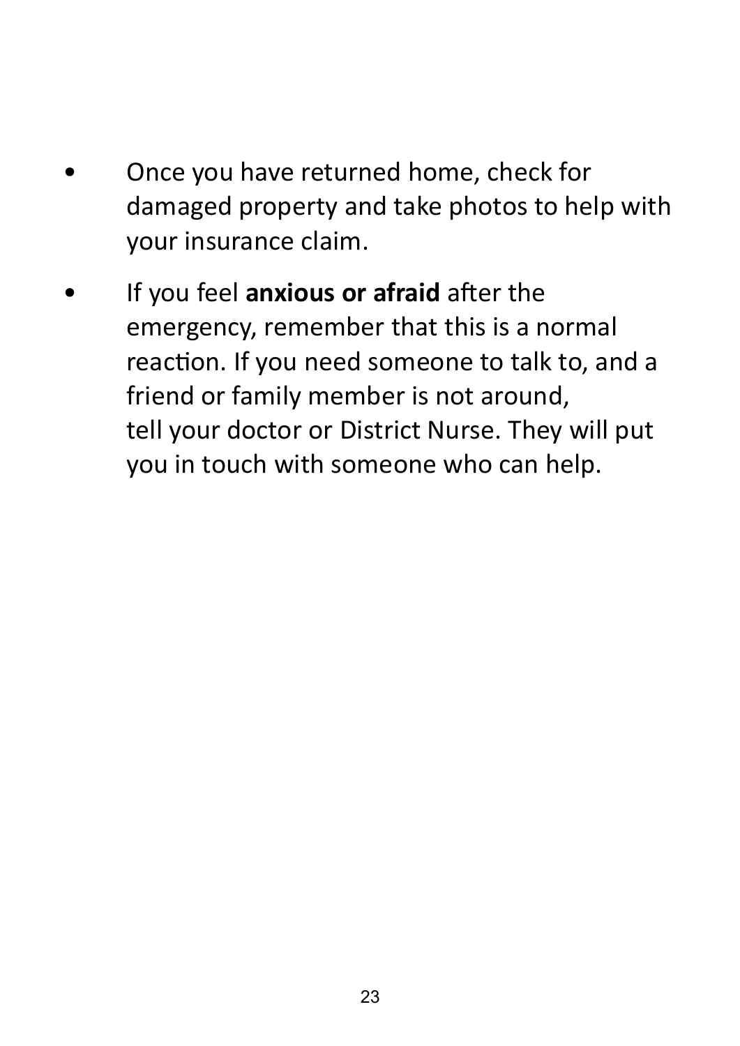- Once you have returned home, check for damaged property and take photos to help with your insurance claim.
- If you feel **anxious or afraid** after the emergency, remember that this is a normal reaction. If you need someone to talk to, and a friend or family member is not around, tell your doctor or District Nurse. They will put you in touch with someone who can help.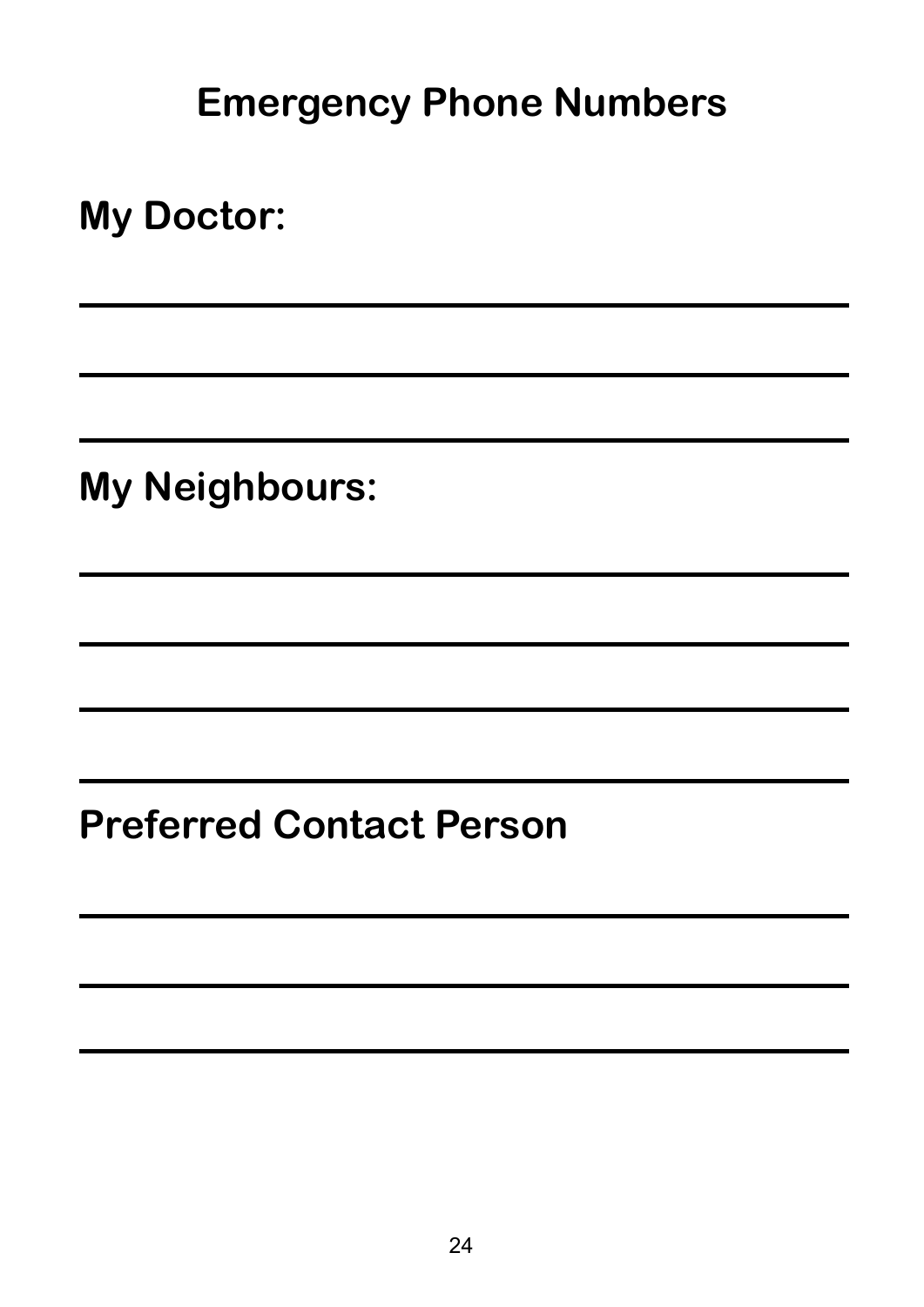# Emergency Phone Numbers

**My Doctor:**

______________________________________________

______________________________________________

______________________________________________

**My Neighbours:**

______________________________________________

______________________________________________

______________________________________________

______________________________________________

**Preferred Contact Person**

______________________________________________

______________________________________________

______________________________________________